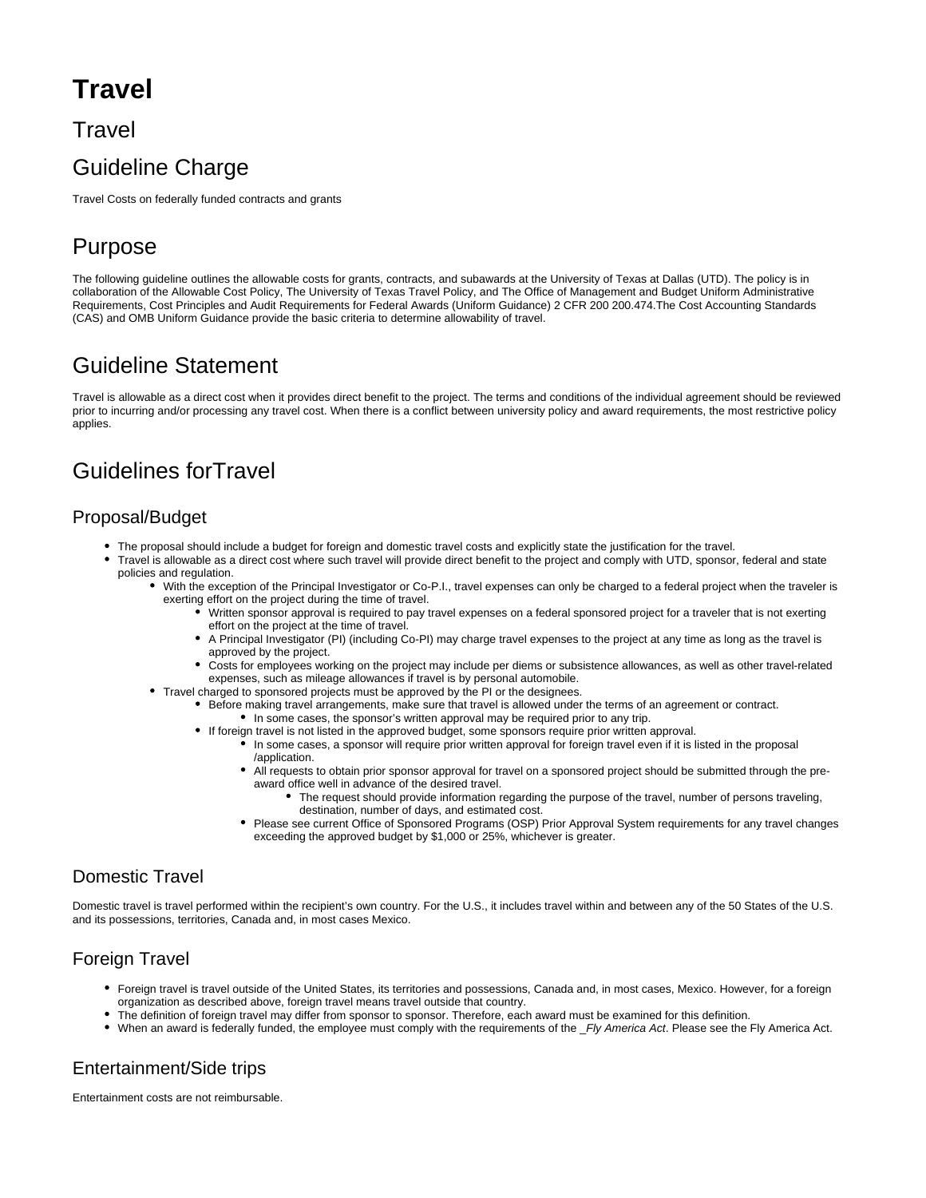# Travel

## Travel

## Guideline Charge

Travel Costs on federally funded contracts and grants

## Purpose

The following guideline outlines the allowable costs for grants, contracts, and subawards at the University of Texas at Dallas (UTD). The policy is in collaboration of the Allowable Cost Policy, The University of Texas Travel Policy, and The Office of Management and Budget Uniform Administrative Requirements, Cost Principles and Audit Requirements for Federal Awards (Uniform Guidance) 2 CFR 200 200.474.The Cost Accounting Standards (CAS) and OMB Uniform Guidance provide the basic criteria to determine allowability of travel.

## Guideline Statement

Travel is allowable as a direct cost when it provides direct benefit to the project. The terms and conditions of the individual agreement should be reviewed prior to incurring and/or processing any travel cost. When there is a conflict between university policy and award requirements, the most restrictive policy applies.

## Guidelines forTravel

### Proposal/Budget

- The proposal should include a budget for foreign and domestic travel costs and explicitly state the justification for the travel.
- Travel is allowable as a direct cost where such travel will provide direct benefit to the project and comply with UTD, sponsor, federal and state policies and regulation.
  - With the exception of the Principal Investigator or Co-P.I., travel expenses can only be charged to a federal project when the traveler is exerting effort on the project during the time of travel.
    - Written sponsor approval is required to pay travel expenses on a federal sponsored project for a traveler that is not exerting effort on the project at the time of travel.
    - A Principal Investigator (PI) (including Co-PI) may charge travel expenses to the project at any time as long as the travel is approved by the project.
    - Costs for employees working on the project may include per diems or subsistence allowances, as well as other travel-related expenses, such as mileage allowances if travel is by personal automobile.
  - Travel charged to sponsored projects must be approved by the PI or the designees.
    - Before making travel arrangements, make sure that travel is allowed under the terms of an agreement or contract.
      - In some cases, the sponsor's written approval may be required prior to any trip.
    - If foreign travel is not listed in the approved budget, some sponsors require prior written approval.
      - In some cases, a sponsor will require prior written approval for foreign travel even if it is listed in the proposal /application.
      - All requests to obtain prior sponsor approval for travel on a sponsored project should be submitted through the pre-award office well in advance of the desired travel.
        - The request should provide information regarding the purpose of the travel, number of persons traveling, destination, number of days, and estimated cost.
      - Please see current Office of Sponsored Programs (OSP) Prior Approval System requirements for any travel changes exceeding the approved budget by $1,000 or 25%, whichever is greater.

### Domestic Travel

Domestic travel is travel performed within the recipient's own country. For the U.S., it includes travel within and between any of the 50 States of the U.S. and its possessions, territories, Canada and, in most cases Mexico.

### Foreign Travel

- Foreign travel is travel outside of the United States, its territories and possessions, Canada and, in most cases, Mexico. However, for a foreign organization as described above, foreign travel means travel outside that country.
- The definition of foreign travel may differ from sponsor to sponsor. Therefore, each award must be examined for this definition.
- When an award is federally funded, the employee must comply with the requirements of the _*Fly America Act*. Please see the Fly America Act.

### Entertainment/Side trips

Entertainment costs are not reimbursable.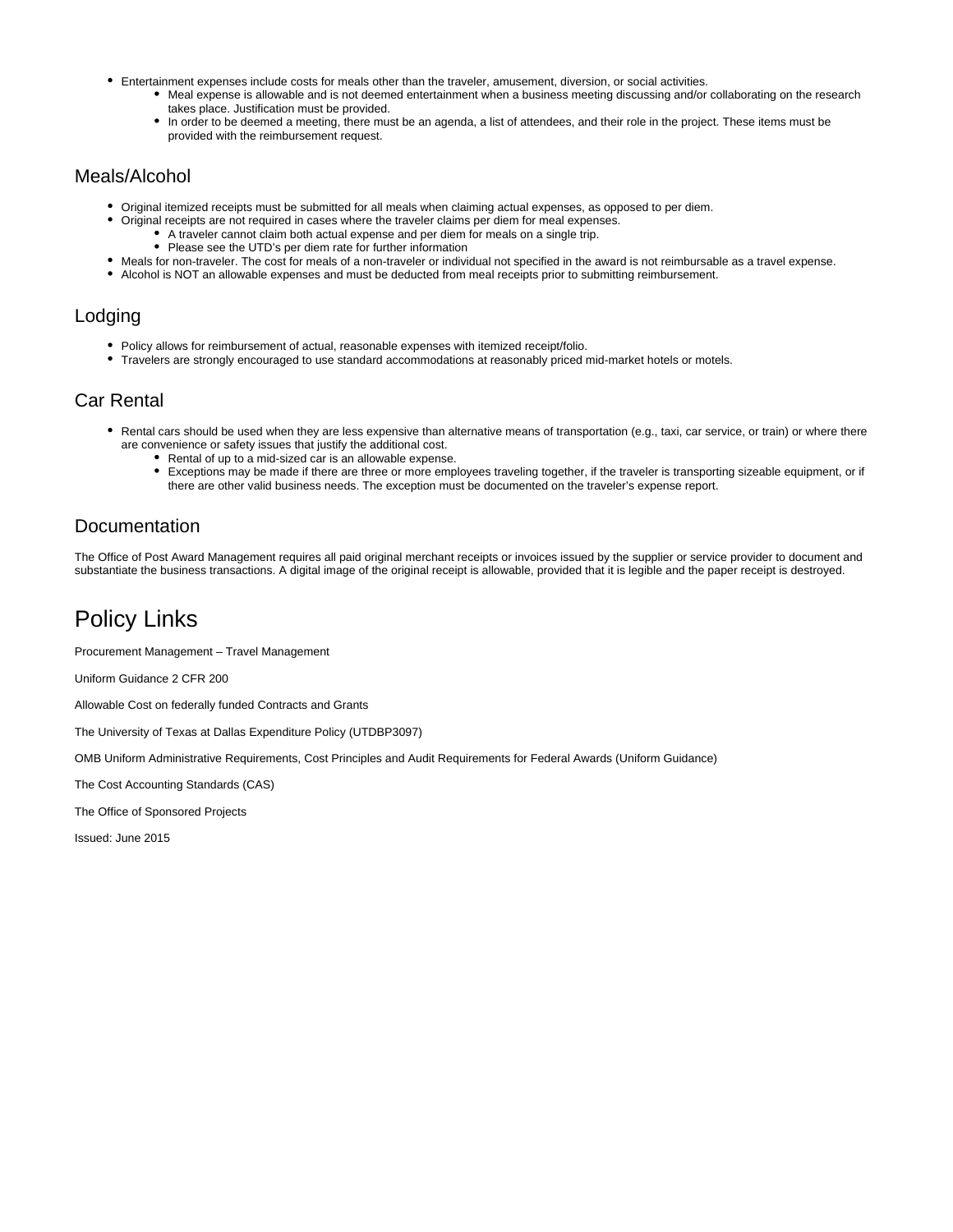- Entertainment expenses include costs for meals other than the traveler, amusement, diversion, or social activities.
  - Meal expense is allowable and is not deemed entertainment when a business meeting discussing and/or collaborating on the research takes place. Justification must be provided.
  - In order to be deemed a meeting, there must be an agenda, a list of attendees, and their role in the project. These items must be provided with the reimbursement request.

## Meals/Alcohol

- Original itemized receipts must be submitted for all meals when claiming actual expenses, as opposed to per diem.
- Original receipts are not required in cases where the traveler claims per diem for meal expenses.
  - A traveler cannot claim both actual expense and per diem for meals on a single trip.
  - Please see the UTD's per diem rate for further information
- Meals for non-traveler. The cost for meals of a non-traveler or individual not specified in the award is not reimbursable as a travel expense.
- Alcohol is NOT an allowable expenses and must be deducted from meal receipts prior to submitting reimbursement.

## Lodging

- Policy allows for reimbursement of actual, reasonable expenses with itemized receipt/folio.
- Travelers are strongly encouraged to use standard accommodations at reasonably priced mid-market hotels or motels.

## Car Rental

- Rental cars should be used when they are less expensive than alternative means of transportation (e.g., taxi, car service, or train) or where there are convenience or safety issues that justify the additional cost.
  - Rental of up to a mid-sized car is an allowable expense.
  - Exceptions may be made if there are three or more employees traveling together, if the traveler is transporting sizeable equipment, or if there are other valid business needs. The exception must be documented on the traveler's expense report.

## Documentation

The Office of Post Award Management requires all paid original merchant receipts or invoices issued by the supplier or service provider to document and substantiate the business transactions. A digital image of the original receipt is allowable, provided that it is legible and the paper receipt is destroyed.

# Policy Links

Procurement Management – Travel Management

Uniform Guidance 2 CFR 200

Allowable Cost on federally funded Contracts and Grants

The University of Texas at Dallas Expenditure Policy (UTDBP3097)

OMB Uniform Administrative Requirements, Cost Principles and Audit Requirements for Federal Awards (Uniform Guidance)

The Cost Accounting Standards (CAS)

The Office of Sponsored Projects

Issued: June 2015